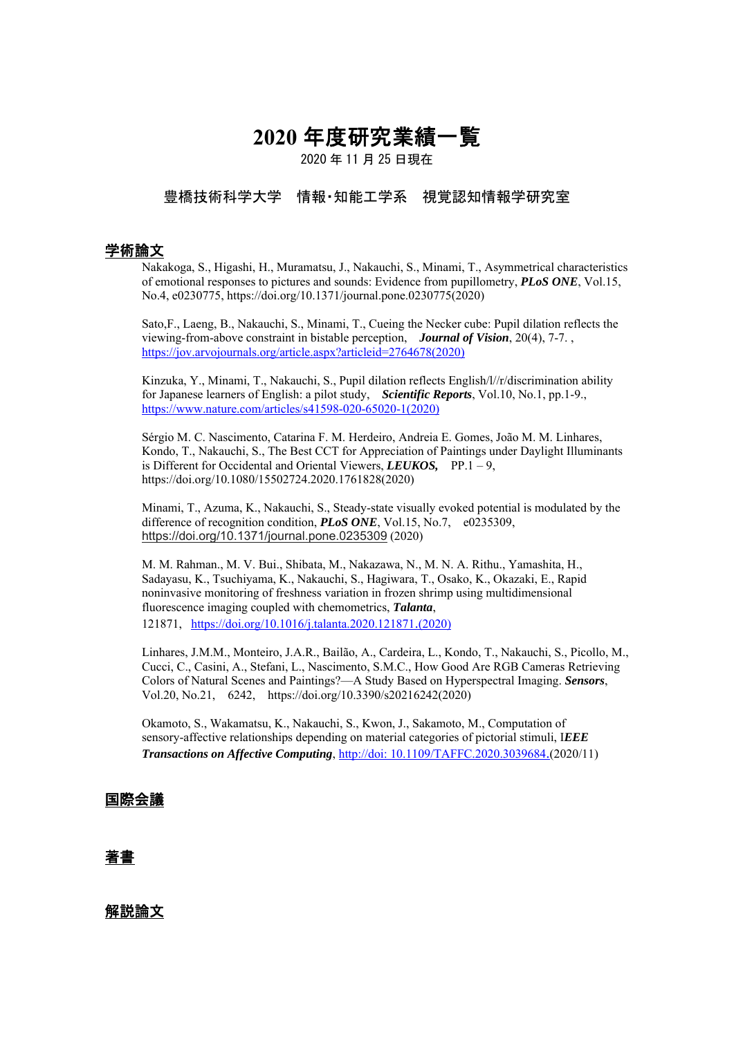# 2020 年度研究業績一覧

2020 年 11 月 25 日現在

豊橋技術科学大学　情報･知能工学系　視覚認知情報学研究室

## 学術論文

Nakakoga, S., Higashi, H., Muramatsu, J., Nakauchi, S., Minami, T., Asymmetrical characteristics of emotional responses to pictures and sounds: Evidence from pupillometry, ***PLoS ONE***, Vol.15, No.4, e0230775, https://doi.org/10.1371/journal.pone.0230775(2020)

Sato,F., Laeng, B., Nakauchi, S., Minami, T., Cueing the Necker cube: Pupil dilation reflects the viewing-from-above constraint in bistable perception,　***Journal of Vision***, 20(4), 7-7. , https://jov.arvojournals.org/article.aspx?articleid=2764678(2020)

Kinzuka, Y., Minami, T., Nakauchi, S., Pupil dilation reflects English/l//r/discrimination ability for Japanese learners of English: a pilot study,　***Scientific Reports***, Vol.10, No.1, pp.1-9., https://www.nature.com/articles/s41598-020-65020-1(2020)

Sérgio M. C. Nascimento, Catarina F. M. Herdeiro, Andreia E. Gomes, João M. M. Linhares, Kondo, T., Nakauchi, S., The Best CCT for Appreciation of Paintings under Daylight Illuminants is Different for Occidental and Oriental Viewers, ***LEUKOS,***　PP.1 – 9, https://doi.org/10.1080/15502724.2020.1761828(2020)

Minami, T., Azuma, K., Nakauchi, S., Steady-state visually evoked potential is modulated by the difference of recognition condition, ***PLoS ONE***, Vol.15, No.7,　e0235309, https://doi.org/10.1371/journal.pone.0235309 (2020)

M. M. Rahman., M. V. Bui., Shibata, M., Nakazawa, N., M. N. A. Rithu., Yamashita, H., Sadayasu, K., Tsuchiyama, K., Nakauchi, S., Hagiwara, T., Osako, K., Okazaki, E., Rapid noninvasive monitoring of freshness variation in frozen shrimp using multidimensional fluorescence imaging coupled with chemometrics, ***Talanta***, 121871,　https://doi.org/10.1016/j.talanta.2020.121871.(2020)

Linhares, J.M.M., Monteiro, J.A.R., Bailão, A., Cardeira, L., Kondo, T., Nakauchi, S., Picollo, M., Cucci, C., Casini, A., Stefani, L., Nascimento, S.M.C., How Good Are RGB Cameras Retrieving Colors of Natural Scenes and Paintings?—A Study Based on Hyperspectral Imaging. ***Sensors***, Vol.20, No.21,　6242,　https://doi.org/10.3390/s20216242(2020)

Okamoto, S., Wakamatsu, K., Nakauchi, S., Kwon, J., Sakamoto, M., Computation of sensory-affective relationships depending on material categories of pictorial stimuli, I***EEE Transactions on Affective Computing***, http://doi: 10.1109/TAFFC.2020.3039684.(2020/11)

## 国際会議

## 著書

## 解説論文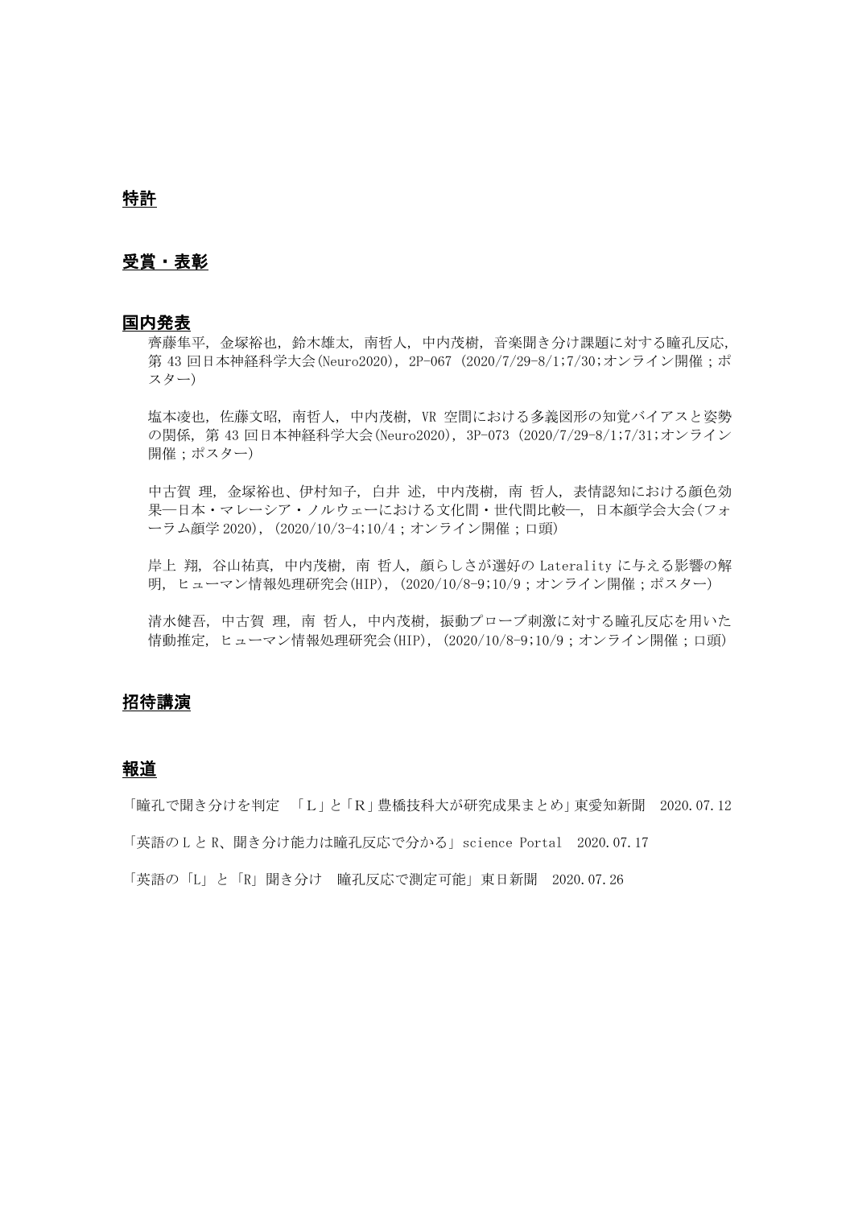## 特許

## 受賞・表彰

## 国内発表

齊藤隼平，金塚裕也，鈴木雄太，南哲人，中内茂樹，音楽聞き分け課題に対する瞳孔反応，第 43 回日本神経科学大会(Neuro2020)，2P-067 (2020/7/29-8/1;7/30;オンライン開催；ポスター)

塩本凌也，佐藤文昭，南哲人，中内茂樹，VR 空間における多義図形の知覚バイアスと姿勢の関係，第 43 回日本神経科学大会(Neuro2020)，3P-073 (2020/7/29-8/1;7/31;オンライン開催；ポスター)

中古賀 理，金塚裕也、伊村知子，白井 述，中内茂樹，南 哲人，表情認知における顔色効果—日本・マレーシア・ノルウェーにおける文化間・世代間比較—，日本顔学会大会(フォーラム顔学 2020)，(2020/10/3-4;10/4；オンライン開催；口頭)

岸上 翔，谷山祐真，中内茂樹，南 哲人，顔らしさが選好の Laterality に与える影響の解明，ヒューマン情報処理研究会(HIP)，(2020/10/8-9;10/9；オンライン開催；ポスター)

清水健吾，中古賀 理，南 哲人，中内茂樹，振動プローブ刺激に対する瞳孔反応を用いた情動推定，ヒューマン情報処理研究会(HIP)，(2020/10/8-9;10/9；オンライン開催；口頭)

## 招待講演

## 報道

「瞳孔で聞き分けを判定 「Ｌ」と「Ｒ」豊橋技科大が研究成果まとめ」東愛知新聞 2020.07.12

「英語のＬとＲ、聞き分け能力は瞳孔反応で分かる」science Portal 2020.07.17

「英語の「L」と「R」聞き分け 瞳孔反応で測定可能」東日新聞 2020.07.26